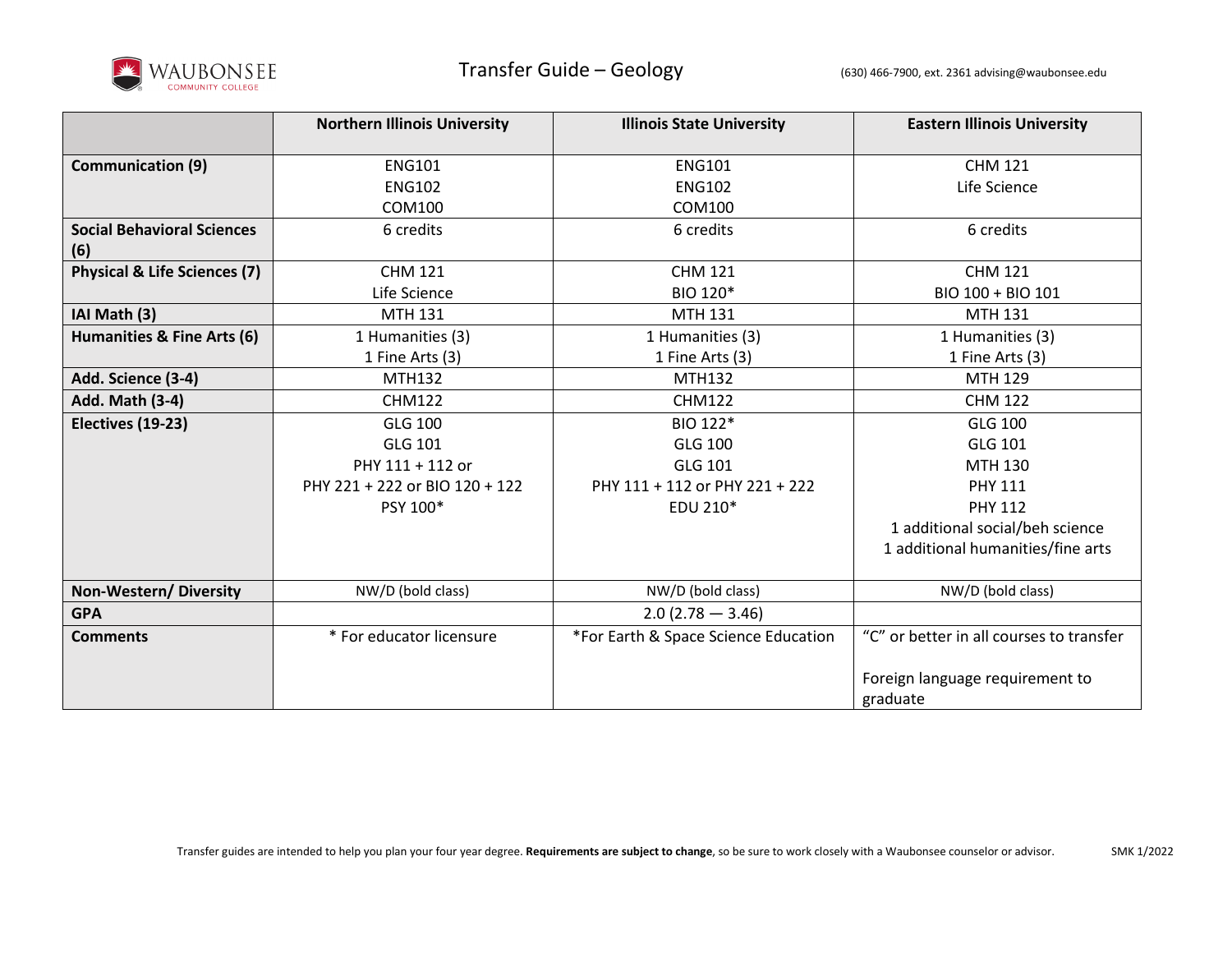# Transfer Guide – Geology

(630) 466-7900, ext. 2361 advising@waubonsee.edu

| | Northern Illinois University | Illinois State University | Eastern Illinois University |
|---|---|---|---|
| **Communication (9)** | ENG101<br>ENG102<br>COM100 | ENG101<br>ENG102<br>COM100 | CHM 121<br>Life Science |
| **Social Behavioral Sciences (6)** | 6 credits | 6 credits | 6 credits |
| **Physical & Life Sciences (7)** | CHM 121<br>Life Science | CHM 121<br>BIO 120* | CHM 121<br>BIO 100 + BIO 101 |
| **IAI Math (3)** | MTH 131 | MTH 131 | MTH 131 |
| **Humanities & Fine Arts (6)** | 1 Humanities (3)<br>1 Fine Arts (3) | 1 Humanities (3)<br>1 Fine Arts (3) | 1 Humanities (3)<br>1 Fine Arts (3) |
| **Add. Science (3-4)** | MTH132 | MTH132 | MTH 129 |
| **Add. Math (3-4)** | CHM122 | CHM122 | CHM 122 |
| **Electives (19-23)** | GLG 100<br>GLG 101<br>PHY 111 + 112 or<br>PHY 221 + 222 or BIO 120 + 122<br>PSY 100* | BIO 122*<br>GLG 100<br>GLG 101<br>PHY 111 + 112 or PHY 221 + 222<br>EDU 210* | GLG 100<br>GLG 101<br>MTH 130<br>PHY 111<br>PHY 112<br>1 additional social/beh science<br>1 additional humanities/fine arts |
| **Non-Western/ Diversity** | NW/D (bold class) | NW/D (bold class) | NW/D (bold class) |
| **GPA** | | 2.0 (2.78 — 3.46) | |
| **Comments** | * For educator licensure | *For Earth & Space Science Education | "C" or better in all courses to transfer<br><br>Foreign language requirement to graduate |

Transfer guides are intended to help you plan your four year degree. **Requirements are subject to change**, so be sure to work closely with a Waubonsee counselor or advisor. SMK 1/2022